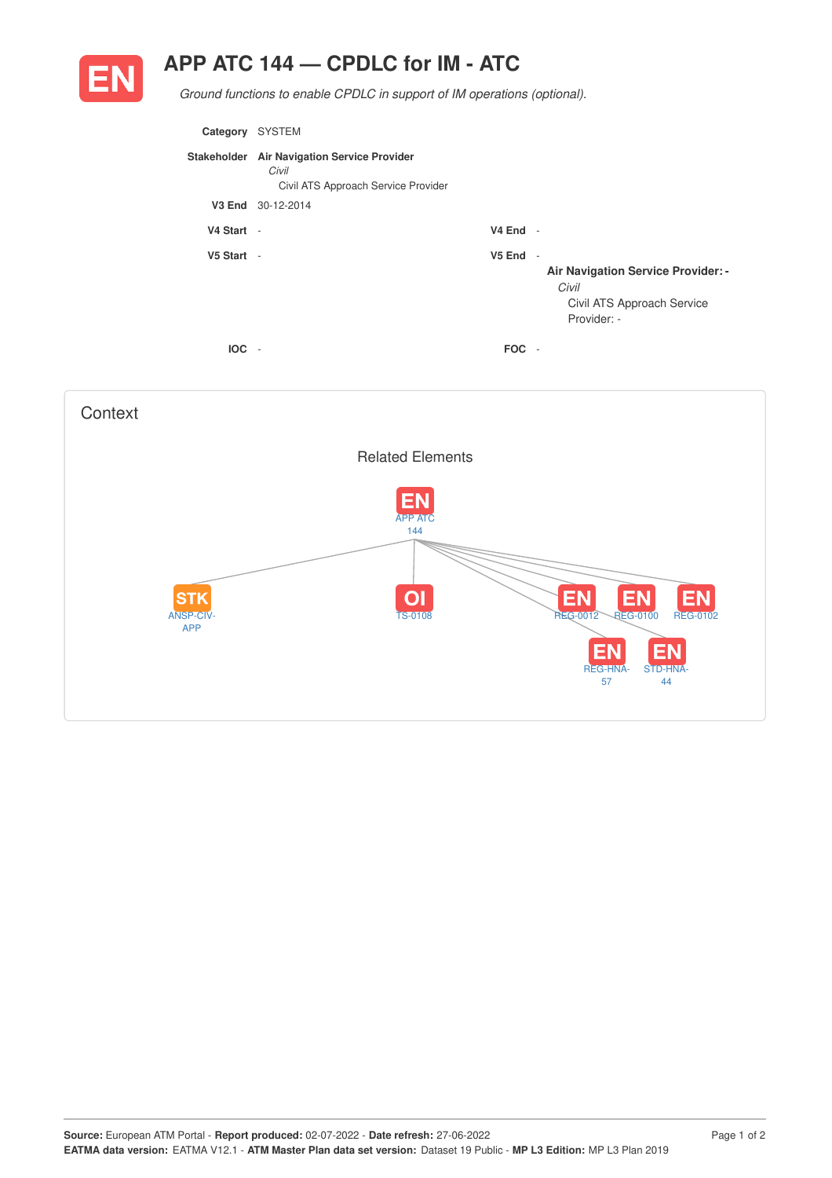# EN APP ATC 144 — CPDLC for IM - ATC

*Ground functions to enable CPDLC in support of IM operations (optional).*

**Category** SYSTEM

**Stakeholder** **Air Navigation Service Provider**
*Civil*
Civil ATS Approach Service Provider

**V3 End** 30-12-2014

**V4 Start** -

**V4 End** -

**V5 Start** -

**V5 End** -

**Air Navigation Service Provider: -**
*Civil*
Civil ATS Approach Service Provider: -

**IOC** -

**FOC** -

## Context

### Related Elements

- EN APP ATC 144
  - STK ANSP-CIV-APP
  - OI TS-0108
  - EN REG-0012
  - EN REG-0100
  - EN REG-0102
  - EN REG-HNA-57
  - EN STD-HNA-44

**Source:** European ATM Portal - **Report produced:** 02-07-2022 - **Date refresh:** 27-06-2022
**EATMA data version:** EATMA V12.1 - **ATM Master Plan data set version:** Dataset 19 Public - **MP L3 Edition:** MP L3 Plan 2019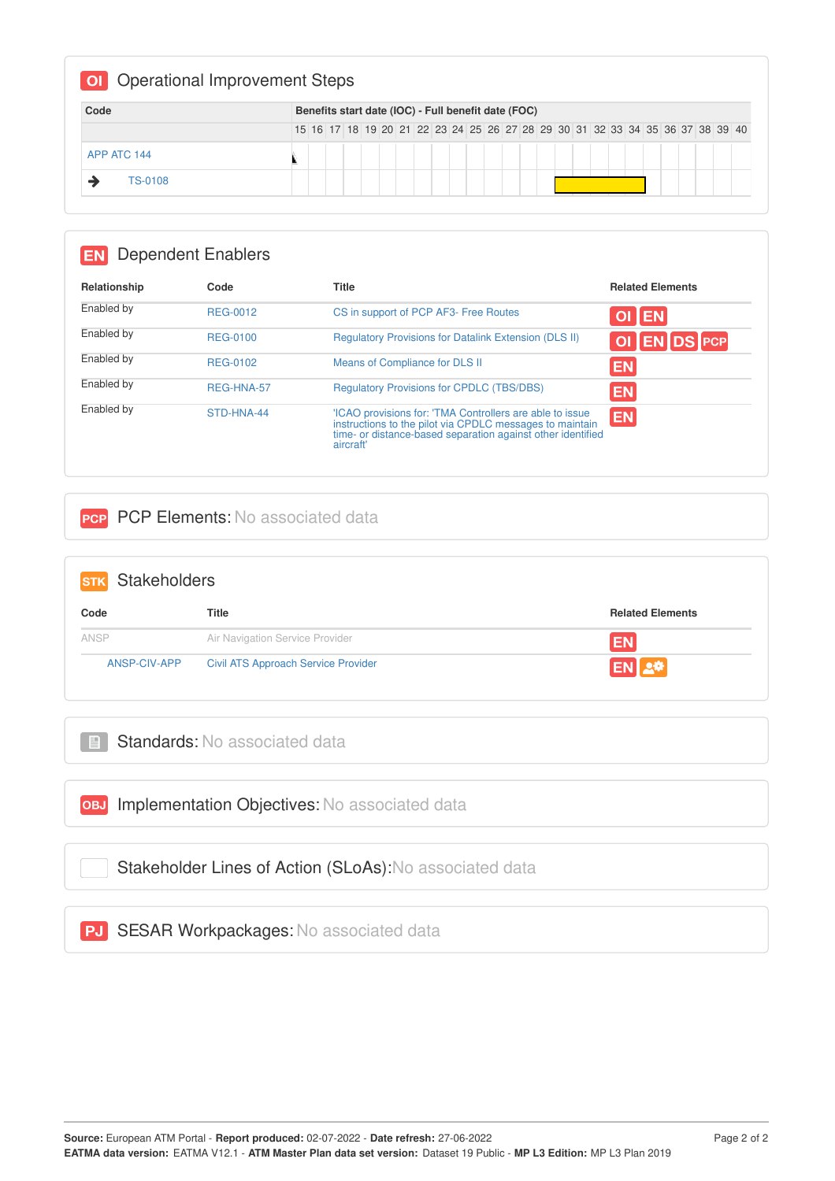## OI Operational Improvement Steps

| Code | Benefits start date (IOC) - Full benefit date (FOC) |
| --- | --- |
| | 15 16 17 18 19 20 21 22 23 24 25 26 27 28 29 30 31 32 33 34 35 36 37 38 39 40 |
| APP ATC 144 | |
| → TS-0108 | |

## EN Dependent Enablers

| Relationship | Code | Title | Related Elements |
| --- | --- | --- | --- |
| Enabled by | REG-0012 | CS in support of PCP AF3- Free Routes | OI EN |
| Enabled by | REG-0100 | Regulatory Provisions for Datalink Extension (DLS II) | OI EN DS PCP |
| Enabled by | REG-0102 | Means of Compliance for DLS II | EN |
| Enabled by | REG-HNA-57 | Regulatory Provisions for CPDLC (TBS/DBS) | EN |
| Enabled by | STD-HNA-44 | 'ICAO provisions for: 'TMA Controllers are able to issue instructions to the pilot via CPDLC messages to maintain time- or distance-based separation against other identified aircraft' | EN |

## PCP PCP Elements: No associated data

## STK Stakeholders

| Code | Title | Related Elements |
| --- | --- | --- |
| ANSP | Air Navigation Service Provider | EN |
| ANSP-CIV-APP | Civil ATS Approach Service Provider | EN |

## Standards: No associated data

## OBJ Implementation Objectives: No associated data

## Stakeholder Lines of Action (SLoAs): No associated data

## PJ SESAR Workpackages: No associated data

**Source:** European ATM Portal - **Report produced:** 02-07-2022 - **Date refresh:** 27-06-2022
**EATMA data version:** EATMA V12.1 - **ATM Master Plan data set version:** Dataset 19 Public - **MP L3 Edition:** MP L3 Plan 2019